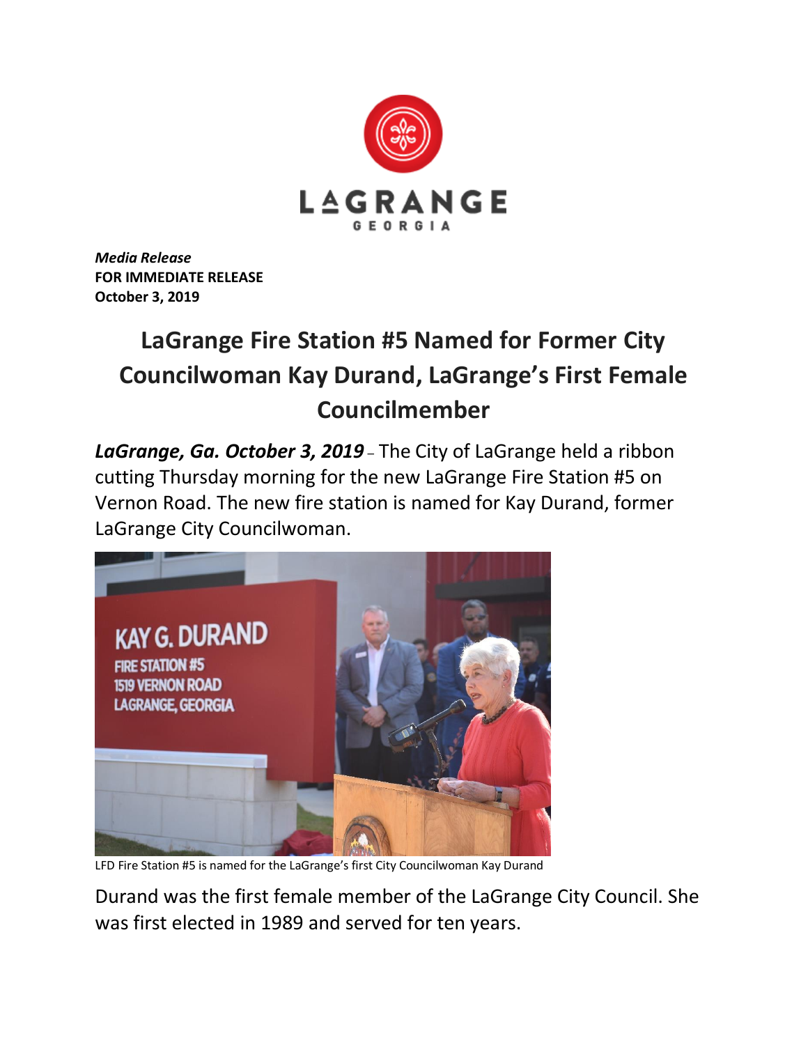*Media Release*
**FOR IMMEDIATE RELEASE**
**October 3, 2019**

# LaGrange Fire Station #5 Named for Former City Councilwoman Kay Durand, LaGrange's First Female Councilmember

***LaGrange, Ga. October 3, 2019*** – The City of LaGrange held a ribbon cutting Thursday morning for the new LaGrange Fire Station #5 on Vernon Road. The new fire station is named for Kay Durand, former LaGrange City Councilwoman.

LFD Fire Station #5 is named for the LaGrange's first City Councilwoman Kay Durand

Durand was the first female member of the LaGrange City Council. She was first elected in 1989 and served for ten years.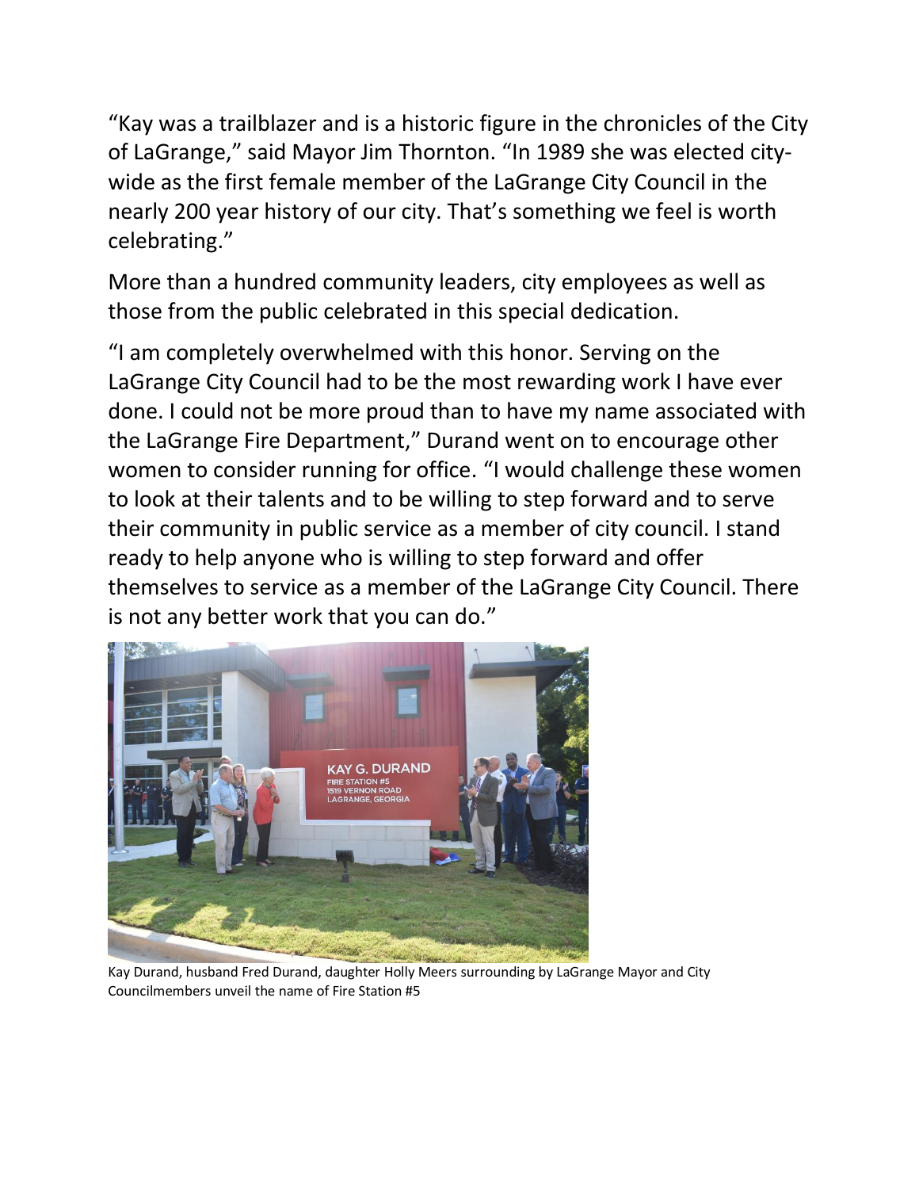"Kay was a trailblazer and is a historic figure in the chronicles of the City of LaGrange," said Mayor Jim Thornton. "In 1989 she was elected city-wide as the first female member of the LaGrange City Council in the nearly 200 year history of our city. That's something we feel is worth celebrating."

More than a hundred community leaders, city employees as well as those from the public celebrated in this special dedication.

"I am completely overwhelmed with this honor. Serving on the LaGrange City Council had to be the most rewarding work I have ever done. I could not be more proud than to have my name associated with the LaGrange Fire Department," Durand went on to encourage other women to consider running for office. "I would challenge these women to look at their talents and to be willing to step forward and to serve their community in public service as a member of city council. I stand ready to help anyone who is willing to step forward and offer themselves to service as a member of the LaGrange City Council. There is not any better work that you can do."

Kay Durand, husband Fred Durand, daughter Holly Meers surrounding by LaGrange Mayor and City Councilmembers unveil the name of Fire Station #5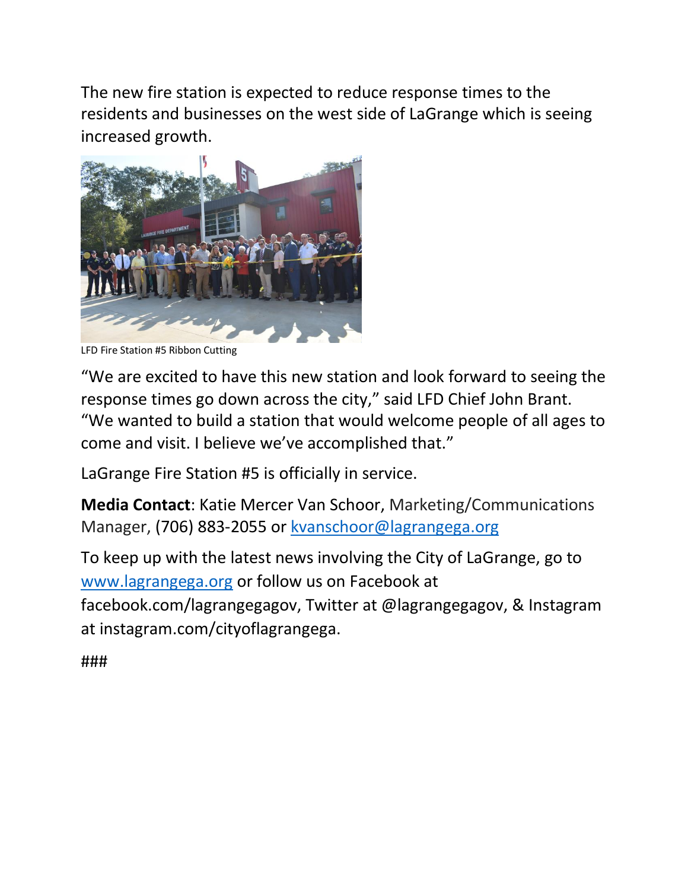The new fire station is expected to reduce response times to the residents and businesses on the west side of LaGrange which is seeing increased growth.

LFD Fire Station #5 Ribbon Cutting

"We are excited to have this new station and look forward to seeing the response times go down across the city," said LFD Chief John Brant. "We wanted to build a station that would welcome people of all ages to come and visit. I believe we've accomplished that."

LaGrange Fire Station #5 is officially in service.

**Media Contact**: Katie Mercer Van Schoor, Marketing/Communications Manager, (706) 883-2055 or kvanschoor@lagrangega.org

To keep up with the latest news involving the City of LaGrange, go to www.lagrangega.org or follow us on Facebook at facebook.com/lagrangegagov, Twitter at @lagrangegagov, & Instagram at instagram.com/cityoflagrangega.

###